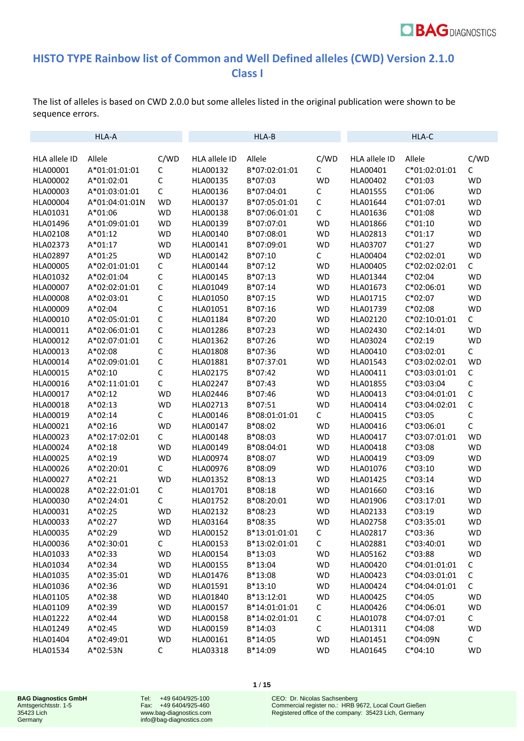# HISTO TYPE Rainbow list of Common and Well Defined alleles (CWD) Version 2.1.0
## Class I

The list of alleles is based on CWD 2.0.0 but some alleles listed in the original publication were shown to be sequence errors.

| HLA-A | | | HLA-B | | | HLA-C | | |
|---|---|---|---|---|---|---|---|---|
| HLA allele ID | Allele | C/WD | HLA allele ID | Allele | C/WD | HLA allele ID | Allele | C/WD |
| HLA00001 | A*01:01:01:01 | C | HLA00132 | B*07:02:01:01 | C | HLA00401 | C*01:02:01:01 | C |
| HLA00002 | A*01:02:01 | C | HLA00135 | B*07:03 | WD | HLA00402 | C*01:03 | WD |
| HLA00003 | A*01:03:01:01 | C | HLA00136 | B*07:04:01 | C | HLA01555 | C*01:06 | WD |
| HLA00004 | A*01:04:01:01N | WD | HLA00137 | B*07:05:01:01 | C | HLA01644 | C*01:07:01 | WD |
| HLA01031 | A*01:06 | WD | HLA00138 | B*07:06:01:01 | C | HLA01636 | C*01:08 | WD |
| HLA01496 | A*01:09:01:01 | WD | HLA00139 | B*07:07:01 | WD | HLA01866 | C*01:10 | WD |
| HLA02108 | A*01:12 | WD | HLA00140 | B*07:08:01 | WD | HLA02813 | C*01:17 | WD |
| HLA02373 | A*01:17 | WD | HLA00141 | B*07:09:01 | WD | HLA03707 | C*01:27 | WD |
| HLA02897 | A*01:25 | WD | HLA00142 | B*07:10 | C | HLA00404 | C*02:02:01 | WD |
| HLA00005 | A*02:01:01:01 | C | HLA00144 | B*07:12 | WD | HLA00405 | C*02:02:02:01 | C |
| HLA01032 | A*02:01:04 | C | HLA00145 | B*07:13 | WD | HLA01344 | C*02:04 | WD |
| HLA00007 | A*02:02:01:01 | C | HLA01049 | B*07:14 | WD | HLA01673 | C*02:06:01 | WD |
| HLA00008 | A*02:03:01 | C | HLA01050 | B*07:15 | WD | HLA01715 | C*02:07 | WD |
| HLA00009 | A*02:04 | C | HLA01051 | B*07:16 | WD | HLA01739 | C*02:08 | WD |
| HLA00010 | A*02:05:01:01 | C | HLA01184 | B*07:20 | WD | HLA02120 | C*02:10:01:01 | C |
| HLA00011 | A*02:06:01:01 | C | HLA01286 | B*07:23 | WD | HLA02430 | C*02:14:01 | WD |
| HLA00012 | A*02:07:01:01 | C | HLA01362 | B*07:26 | WD | HLA03024 | C*02:19 | WD |
| HLA00013 | A*02:08 | C | HLA01808 | B*07:36 | WD | HLA00410 | C*03:02:01 | C |
| HLA00014 | A*02:09:01:01 | C | HLA01881 | B*07:37:01 | WD | HLA01543 | C*03:02:02:01 | WD |
| HLA00015 | A*02:10 | C | HLA02175 | B*07:42 | WD | HLA00411 | C*03:03:01:01 | C |
| HLA00016 | A*02:11:01:01 | C | HLA02247 | B*07:43 | WD | HLA01855 | C*03:03:04 | C |
| HLA00017 | A*02:12 | WD | HLA02446 | B*07:46 | WD | HLA00413 | C*03:04:01:01 | C |
| HLA00018 | A*02:13 | WD | HLA02713 | B*07:51 | WD | HLA00414 | C*03:04:02:01 | C |
| HLA00019 | A*02:14 | C | HLA00146 | B*08:01:01:01 | C | HLA00415 | C*03:05 | C |
| HLA00021 | A*02:16 | WD | HLA00147 | B*08:02 | WD | HLA00416 | C*03:06:01 | C |
| HLA00023 | A*02:17:02:01 | C | HLA00148 | B*08:03 | WD | HLA00417 | C*03:07:01:01 | WD |
| HLA00024 | A*02:18 | WD | HLA00149 | B*08:04:01 | WD | HLA00418 | C*03:08 | WD |
| HLA00025 | A*02:19 | WD | HLA00974 | B*08:07 | WD | HLA00419 | C*03:09 | WD |
| HLA00026 | A*02:20:01 | C | HLA00976 | B*08:09 | WD | HLA01076 | C*03:10 | WD |
| HLA00027 | A*02:21 | WD | HLA01352 | B*08:13 | WD | HLA01425 | C*03:14 | WD |
| HLA00028 | A*02:22:01:01 | C | HLA01701 | B*08:18 | WD | HLA01660 | C*03:16 | WD |
| HLA00030 | A*02:24:01 | C | HLA01752 | B*08:20:01 | WD | HLA01906 | C*03:17:01 | WD |
| HLA00031 | A*02:25 | WD | HLA02132 | B*08:23 | WD | HLA02133 | C*03:19 | WD |
| HLA00033 | A*02:27 | WD | HLA03164 | B*08:35 | WD | HLA02758 | C*03:35:01 | WD |
| HLA00035 | A*02:29 | WD | HLA00152 | B*13:01:01:01 | C | HLA02817 | C*03:36 | WD |
| HLA00036 | A*02:30:01 | C | HLA00153 | B*13:02:01:01 | C | HLA02881 | C*03:40:01 | WD |
| HLA01033 | A*02:33 | WD | HLA00154 | B*13:03 | WD | HLA05162 | C*03:88 | WD |
| HLA01034 | A*02:34 | WD | HLA00155 | B*13:04 | WD | HLA00420 | C*04:01:01:01 | C |
| HLA01035 | A*02:35:01 | WD | HLA01476 | B*13:08 | WD | HLA00423 | C*04:03:01:01 | C |
| HLA01036 | A*02:36 | WD | HLA01591 | B*13:10 | WD | HLA00424 | C*04:04:01:01 | C |
| HLA01105 | A*02:38 | WD | HLA01840 | B*13:12:01 | WD | HLA00425 | C*04:05 | WD |
| HLA01109 | A*02:39 | WD | HLA00157 | B*14:01:01:01 | C | HLA00426 | C*04:06:01 | WD |
| HLA01222 | A*02:44 | WD | HLA00158 | B*14:02:01:01 | C | HLA01078 | C*04:07:01 | C |
| HLA01249 | A*02:45 | WD | HLA00159 | B*14:03 | C | HLA01311 | C*04:08 | WD |
| HLA01404 | A*02:49:01 | WD | HLA00161 | B*14:05 | WD | HLA01451 | C*04:09N | C |
| HLA01534 | A*02:53N | C | HLA03318 | B*14:09 | WD | HLA01645 | C*04:10 | WD |

BAG Diagnostics GmbH
Amtsgerichtsstr. 1-5
35423 Lich
Germany

Tel: +49 6404/925-100
Fax: +49 6404/925-460
www.bag-diagnostics.com
info@bag-diagnostics.com

CEO: Dr. Nicolas Sachsenberg
Commercial register no.: HRB 9672, Local Court Gießen
Registered office of the company: 35423 Lich, Germany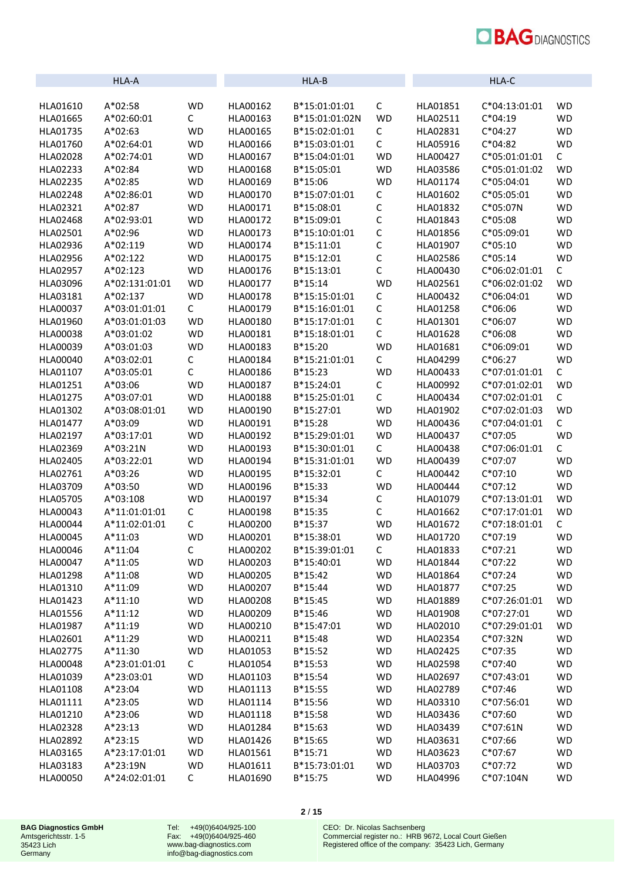| HLA-A | | | HLA-B | | | HLA-C | | |
|---|---|---|---|---|---|---|---|---|
| HLA01610 | A*02:58 | WD | HLA00162 | B*15:01:01:01 | C | HLA01851 | C*04:13:01:01 | WD |
| HLA01665 | A*02:60:01 | C | HLA00163 | B*15:01:01:02N | WD | HLA02511 | C*04:19 | WD |
| HLA01735 | A*02:63 | WD | HLA00165 | B*15:02:01:01 | C | HLA02831 | C*04:27 | WD |
| HLA01760 | A*02:64:01 | WD | HLA00166 | B*15:03:01:01 | C | HLA05916 | C*04:82 | WD |
| HLA02028 | A*02:74:01 | WD | HLA00167 | B*15:04:01:01 | WD | HLA00427 | C*05:01:01:01 | C |
| HLA02233 | A*02:84 | WD | HLA00168 | B*15:05:01 | WD | HLA03586 | C*05:01:01:02 | WD |
| HLA02235 | A*02:85 | WD | HLA00169 | B*15:06 | WD | HLA01174 | C*05:04:01 | WD |
| HLA02248 | A*02:86:01 | WD | HLA00170 | B*15:07:01:01 | C | HLA01602 | C*05:05:01 | WD |
| HLA02321 | A*02:87 | WD | HLA00171 | B*15:08:01 | C | HLA01832 | C*05:07N | WD |
| HLA02468 | A*02:93:01 | WD | HLA00172 | B*15:09:01 | C | HLA01843 | C*05:08 | WD |
| HLA02501 | A*02:96 | WD | HLA00173 | B*15:10:01:01 | C | HLA01856 | C*05:09:01 | WD |
| HLA02936 | A*02:119 | WD | HLA00174 | B*15:11:01 | C | HLA01907 | C*05:10 | WD |
| HLA02956 | A*02:122 | WD | HLA00175 | B*15:12:01 | C | HLA02586 | C*05:14 | WD |
| HLA02957 | A*02:123 | WD | HLA00176 | B*15:13:01 | C | HLA00430 | C*06:02:01:01 | C |
| HLA03096 | A*02:131:01:01 | WD | HLA00177 | B*15:14 | WD | HLA02561 | C*06:02:01:02 | WD |
| HLA03181 | A*02:137 | WD | HLA00178 | B*15:15:01:01 | C | HLA00432 | C*06:04:01 | WD |
| HLA00037 | A*03:01:01:01 | C | HLA00179 | B*15:16:01:01 | C | HLA01258 | C*06:06 | WD |
| HLA01960 | A*03:01:01:03 | WD | HLA00180 | B*15:17:01:01 | C | HLA01301 | C*06:07 | WD |
| HLA00038 | A*03:01:02 | WD | HLA00181 | B*15:18:01:01 | C | HLA01628 | C*06:08 | WD |
| HLA00039 | A*03:01:03 | WD | HLA00183 | B*15:20 | WD | HLA01681 | C*06:09:01 | WD |
| HLA00040 | A*03:02:01 | C | HLA00184 | B*15:21:01:01 | C | HLA04299 | C*06:27 | WD |
| HLA01107 | A*03:05:01 | C | HLA00186 | B*15:23 | WD | HLA00433 | C*07:01:01:01 | C |
| HLA01251 | A*03:06 | WD | HLA00187 | B*15:24:01 | C | HLA00992 | C*07:01:02:01 | WD |
| HLA01275 | A*03:07:01 | WD | HLA00188 | B*15:25:01:01 | C | HLA00434 | C*07:02:01:01 | C |
| HLA01302 | A*03:08:01:01 | WD | HLA00190 | B*15:27:01 | WD | HLA01902 | C*07:02:01:03 | WD |
| HLA01477 | A*03:09 | WD | HLA00191 | B*15:28 | WD | HLA00436 | C*07:04:01:01 | C |
| HLA02197 | A*03:17:01 | WD | HLA00192 | B*15:29:01:01 | WD | HLA00437 | C*07:05 | WD |
| HLA02369 | A*03:21N | WD | HLA00193 | B*15:30:01:01 | C | HLA00438 | C*07:06:01:01 | C |
| HLA02405 | A*03:22:01 | WD | HLA00194 | B*15:31:01:01 | WD | HLA00439 | C*07:07 | WD |
| HLA02761 | A*03:26 | WD | HLA00195 | B*15:32:01 | C | HLA00442 | C*07:10 | WD |
| HLA03709 | A*03:50 | WD | HLA00196 | B*15:33 | WD | HLA00444 | C*07:12 | WD |
| HLA05705 | A*03:108 | WD | HLA00197 | B*15:34 | C | HLA01079 | C*07:13:01:01 | WD |
| HLA00043 | A*11:01:01:01 | C | HLA00198 | B*15:35 | C | HLA01662 | C*07:17:01:01 | WD |
| HLA00044 | A*11:02:01:01 | C | HLA00200 | B*15:37 | WD | HLA01672 | C*07:18:01:01 | C |
| HLA00045 | A*11:03 | WD | HLA00201 | B*15:38:01 | WD | HLA01720 | C*07:19 | WD |
| HLA00046 | A*11:04 | C | HLA00202 | B*15:39:01:01 | C | HLA01833 | C*07:21 | WD |
| HLA00047 | A*11:05 | WD | HLA00203 | B*15:40:01 | WD | HLA01844 | C*07:22 | WD |
| HLA01298 | A*11:08 | WD | HLA00205 | B*15:42 | WD | HLA01864 | C*07:24 | WD |
| HLA01310 | A*11:09 | WD | HLA00207 | B*15:44 | WD | HLA01877 | C*07:25 | WD |
| HLA01423 | A*11:10 | WD | HLA00208 | B*15:45 | WD | HLA01889 | C*07:26:01:01 | WD |
| HLA01556 | A*11:12 | WD | HLA00209 | B*15:46 | WD | HLA01908 | C*07:27:01 | WD |
| HLA01987 | A*11:19 | WD | HLA00210 | B*15:47:01 | WD | HLA02010 | C*07:29:01:01 | WD |
| HLA02601 | A*11:29 | WD | HLA00211 | B*15:48 | WD | HLA02354 | C*07:32N | WD |
| HLA02775 | A*11:30 | WD | HLA01053 | B*15:52 | WD | HLA02425 | C*07:35 | WD |
| HLA00048 | A*23:01:01:01 | C | HLA01054 | B*15:53 | WD | HLA02598 | C*07:40 | WD |
| HLA01039 | A*23:03:01 | WD | HLA01103 | B*15:54 | WD | HLA02697 | C*07:43:01 | WD |
| HLA01108 | A*23:04 | WD | HLA01113 | B*15:55 | WD | HLA02789 | C*07:46 | WD |
| HLA01111 | A*23:05 | WD | HLA01114 | B*15:56 | WD | HLA03310 | C*07:56:01 | WD |
| HLA01210 | A*23:06 | WD | HLA01118 | B*15:58 | WD | HLA03436 | C*07:60 | WD |
| HLA02328 | A*23:13 | WD | HLA01284 | B*15:63 | WD | HLA03439 | C*07:61N | WD |
| HLA02892 | A*23:15 | WD | HLA01426 | B*15:65 | WD | HLA03631 | C*07:66 | WD |
| HLA03165 | A*23:17:01:01 | WD | HLA01561 | B*15:71 | WD | HLA03623 | C*07:67 | WD |
| HLA03183 | A*23:19N | WD | HLA01611 | B*15:73:01:01 | WD | HLA03703 | C*07:72 | WD |
| HLA00050 | A*24:02:01:01 | C | HLA01690 | B*15:75 | WD | HLA04996 | C*07:104N | WD |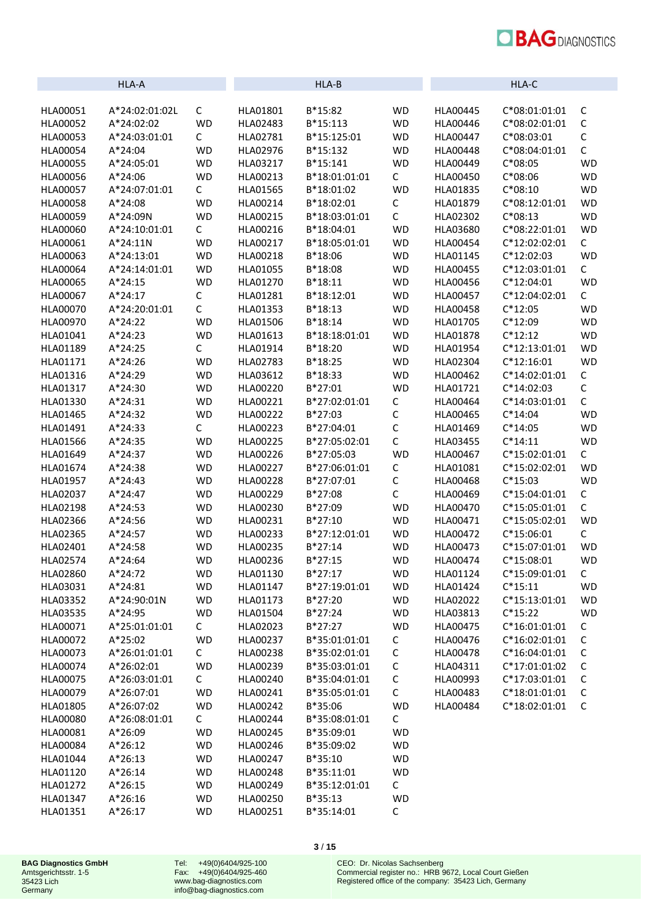| HLA-A | | | HLA-B | | | HLA-C | | |
|---|---|---|---|---|---|---|---|---|
| HLA00051 | A*24:02:01:02L | C | HLA01801 | B*15:82 | WD | HLA00445 | C*08:01:01:01 | C |
| HLA00052 | A*24:02:02 | WD | HLA02483 | B*15:113 | WD | HLA00446 | C*08:02:01:01 | C |
| HLA00053 | A*24:03:01:01 | C | HLA02781 | B*15:125:01 | WD | HLA00447 | C*08:03:01 | C |
| HLA00054 | A*24:04 | WD | HLA02976 | B*15:132 | WD | HLA00448 | C*08:04:01:01 | C |
| HLA00055 | A*24:05:01 | WD | HLA03217 | B*15:141 | WD | HLA00449 | C*08:05 | WD |
| HLA00056 | A*24:06 | WD | HLA00213 | B*18:01:01:01 | C | HLA00450 | C*08:06 | WD |
| HLA00057 | A*24:07:01:01 | C | HLA01565 | B*18:01:02 | WD | HLA01835 | C*08:10 | WD |
| HLA00058 | A*24:08 | WD | HLA00214 | B*18:02:01 | C | HLA01879 | C*08:12:01:01 | WD |
| HLA00059 | A*24:09N | WD | HLA00215 | B*18:03:01:01 | C | HLA02302 | C*08:13 | WD |
| HLA00060 | A*24:10:01:01 | C | HLA00216 | B*18:04:01 | WD | HLA03680 | C*08:22:01:01 | WD |
| HLA00061 | A*24:11N | WD | HLA00217 | B*18:05:01:01 | WD | HLA00454 | C*12:02:02:01 | C |
| HLA00063 | A*24:13:01 | WD | HLA00218 | B*18:06 | WD | HLA01145 | C*12:02:03 | WD |
| HLA00064 | A*24:14:01:01 | WD | HLA01055 | B*18:08 | WD | HLA00455 | C*12:03:01:01 | C |
| HLA00065 | A*24:15 | WD | HLA01270 | B*18:11 | WD | HLA00456 | C*12:04:01 | WD |
| HLA00067 | A*24:17 | C | HLA01281 | B*18:12:01 | WD | HLA00457 | C*12:04:02:01 | C |
| HLA00070 | A*24:20:01:01 | C | HLA01353 | B*18:13 | WD | HLA00458 | C*12:05 | WD |
| HLA00970 | A*24:22 | WD | HLA01506 | B*18:14 | WD | HLA01705 | C*12:09 | WD |
| HLA01041 | A*24:23 | WD | HLA01613 | B*18:18:01:01 | WD | HLA01878 | C*12:12 | WD |
| HLA01189 | A*24:25 | C | HLA01914 | B*18:20 | WD | HLA01954 | C*12:13:01:01 | WD |
| HLA01171 | A*24:26 | WD | HLA02783 | B*18:25 | WD | HLA02304 | C*12:16:01 | WD |
| HLA01316 | A*24:29 | WD | HLA03612 | B*18:33 | WD | HLA00462 | C*14:02:01:01 | C |
| HLA01317 | A*24:30 | WD | HLA00220 | B*27:01 | WD | HLA01721 | C*14:02:03 | C |
| HLA01330 | A*24:31 | WD | HLA00221 | B*27:02:01:01 | C | HLA00464 | C*14:03:01:01 | C |
| HLA01465 | A*24:32 | WD | HLA00222 | B*27:03 | C | HLA00465 | C*14:04 | WD |
| HLA01491 | A*24:33 | C | HLA00223 | B*27:04:01 | C | HLA01469 | C*14:05 | WD |
| HLA01566 | A*24:35 | WD | HLA00225 | B*27:05:02:01 | C | HLA03455 | C*14:11 | WD |
| HLA01649 | A*24:37 | WD | HLA00226 | B*27:05:03 | WD | HLA00467 | C*15:02:01:01 | C |
| HLA01674 | A*24:38 | WD | HLA00227 | B*27:06:01:01 | C | HLA01081 | C*15:02:02:01 | WD |
| HLA01957 | A*24:43 | WD | HLA00228 | B*27:07:01 | C | HLA00468 | C*15:03 | WD |
| HLA02037 | A*24:47 | WD | HLA00229 | B*27:08 | C | HLA00469 | C*15:04:01:01 | C |
| HLA02198 | A*24:53 | WD | HLA00230 | B*27:09 | WD | HLA00470 | C*15:05:01:01 | C |
| HLA02366 | A*24:56 | WD | HLA00231 | B*27:10 | WD | HLA00471 | C*15:05:02:01 | WD |
| HLA02365 | A*24:57 | WD | HLA00233 | B*27:12:01:01 | WD | HLA00472 | C*15:06:01 | C |
| HLA02401 | A*24:58 | WD | HLA00235 | B*27:14 | WD | HLA00473 | C*15:07:01:01 | WD |
| HLA02574 | A*24:64 | WD | HLA00236 | B*27:15 | WD | HLA00474 | C*15:08:01 | WD |
| HLA02860 | A*24:72 | WD | HLA01130 | B*27:17 | WD | HLA01124 | C*15:09:01:01 | C |
| HLA03031 | A*24:81 | WD | HLA01147 | B*27:19:01:01 | WD | HLA01424 | C*15:11 | WD |
| HLA03352 | A*24:90:01N | WD | HLA01173 | B*27:20 | WD | HLA02022 | C*15:13:01:01 | WD |
| HLA03535 | A*24:95 | WD | HLA01504 | B*27:24 | WD | HLA03813 | C*15:22 | WD |
| HLA00071 | A*25:01:01:01 | C | HLA02023 | B*27:27 | WD | HLA00475 | C*16:01:01:01 | C |
| HLA00072 | A*25:02 | WD | HLA00237 | B*35:01:01:01 | C | HLA00476 | C*16:02:01:01 | C |
| HLA00073 | A*26:01:01:01 | C | HLA00238 | B*35:02:01:01 | C | HLA00478 | C*16:04:01:01 | C |
| HLA00074 | A*26:02:01 | WD | HLA00239 | B*35:03:01:01 | C | HLA04311 | C*17:01:01:02 | C |
| HLA00075 | A*26:03:01:01 | C | HLA00240 | B*35:04:01:01 | C | HLA00993 | C*17:03:01:01 | C |
| HLA00079 | A*26:07:01 | WD | HLA00241 | B*35:05:01:01 | C | HLA00483 | C*18:01:01:01 | C |
| HLA01805 | A*26:07:02 | WD | HLA00242 | B*35:06 | WD | HLA00484 | C*18:02:01:01 | C |
| HLA00080 | A*26:08:01:01 | C | HLA00244 | B*35:08:01:01 | C | | | |
| HLA00081 | A*26:09 | WD | HLA00245 | B*35:09:01 | WD | | | |
| HLA00084 | A*26:12 | WD | HLA00246 | B*35:09:02 | WD | | | |
| HLA01044 | A*26:13 | WD | HLA00247 | B*35:10 | WD | | | |
| HLA01120 | A*26:14 | WD | HLA00248 | B*35:11:01 | WD | | | |
| HLA01272 | A*26:15 | WD | HLA00249 | B*35:12:01:01 | C | | | |
| HLA01347 | A*26:16 | WD | HLA00250 | B*35:13 | WD | | | |
| HLA01351 | A*26:17 | WD | HLA00251 | B*35:14:01 | C | | | |

**BAG Diagnostics GmbH**
Amtsgerichtsstr. 1-5
35423 Lich
Germany

Tel: +49(0)6404/925-100
Fax: +49(0)6404/925-460
www.bag-diagnostics.com
info@bag-diagnostics.com

CEO: Dr. Nicolas Sachsenberg
Commercial register no.: HRB 9672, Local Court Gießen
Registered office of the company: 35423 Lich, Germany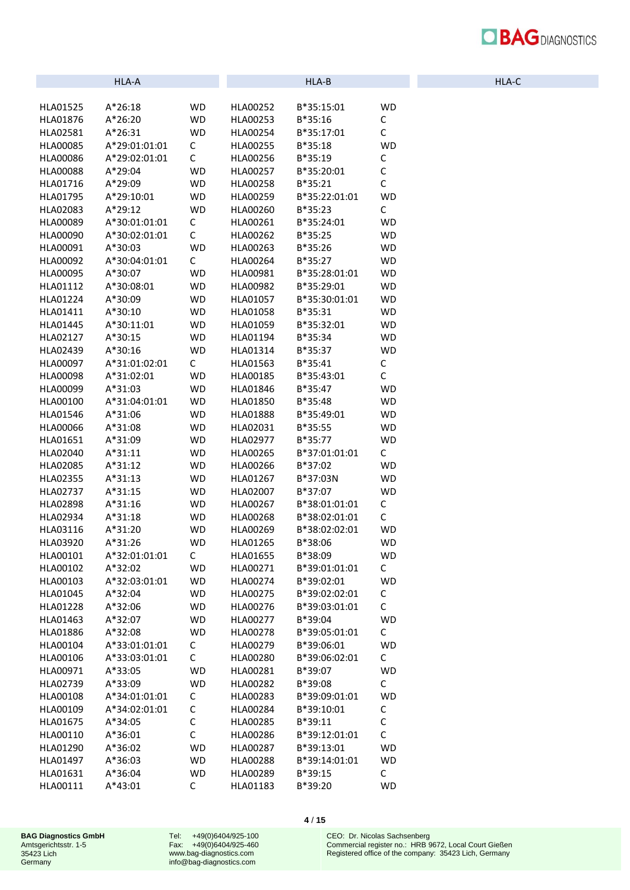| HLA-A | | | | HLA-B | | | HLA-C |
|---|---|---|---|---|---|---|---|
| HLA01525 | A*26:18 | WD | | HLA00252 | B*35:15:01 | WD | |
| HLA01876 | A*26:20 | WD | | HLA00253 | B*35:16 | C | |
| HLA02581 | A*26:31 | WD | | HLA00254 | B*35:17:01 | C | |
| HLA00085 | A*29:01:01:01 | C | | HLA00255 | B*35:18 | WD | |
| HLA00086 | A*29:02:01:01 | C | | HLA00256 | B*35:19 | C | |
| HLA00088 | A*29:04 | WD | | HLA00257 | B*35:20:01 | C | |
| HLA01716 | A*29:09 | WD | | HLA00258 | B*35:21 | C | |
| HLA01795 | A*29:10:01 | WD | | HLA00259 | B*35:22:01:01 | WD | |
| HLA02083 | A*29:12 | WD | | HLA00260 | B*35:23 | C | |
| HLA00089 | A*30:01:01:01 | C | | HLA00261 | B*35:24:01 | WD | |
| HLA00090 | A*30:02:01:01 | C | | HLA00262 | B*35:25 | WD | |
| HLA00091 | A*30:03 | WD | | HLA00263 | B*35:26 | WD | |
| HLA00092 | A*30:04:01:01 | C | | HLA00264 | B*35:27 | WD | |
| HLA00095 | A*30:07 | WD | | HLA00981 | B*35:28:01:01 | WD | |
| HLA01112 | A*30:08:01 | WD | | HLA00982 | B*35:29:01 | WD | |
| HLA01224 | A*30:09 | WD | | HLA01057 | B*35:30:01:01 | WD | |
| HLA01411 | A*30:10 | WD | | HLA01058 | B*35:31 | WD | |
| HLA01445 | A*30:11:01 | WD | | HLA01059 | B*35:32:01 | WD | |
| HLA02127 | A*30:15 | WD | | HLA01194 | B*35:34 | WD | |
| HLA02439 | A*30:16 | WD | | HLA01314 | B*35:37 | WD | |
| HLA00097 | A*31:01:02:01 | C | | HLA01563 | B*35:41 | C | |
| HLA00098 | A*31:02:01 | WD | | HLA00185 | B*35:43:01 | C | |
| HLA00099 | A*31:03 | WD | | HLA01846 | B*35:47 | WD | |
| HLA00100 | A*31:04:01:01 | WD | | HLA01850 | B*35:48 | WD | |
| HLA01546 | A*31:06 | WD | | HLA01888 | B*35:49:01 | WD | |
| HLA00066 | A*31:08 | WD | | HLA02031 | B*35:55 | WD | |
| HLA01651 | A*31:09 | WD | | HLA02977 | B*35:77 | WD | |
| HLA02040 | A*31:11 | WD | | HLA00265 | B*37:01:01:01 | C | |
| HLA02085 | A*31:12 | WD | | HLA00266 | B*37:02 | WD | |
| HLA02355 | A*31:13 | WD | | HLA01267 | B*37:03N | WD | |
| HLA02737 | A*31:15 | WD | | HLA02007 | B*37:07 | WD | |
| HLA02898 | A*31:16 | WD | | HLA00267 | B*38:01:01:01 | C | |
| HLA02934 | A*31:18 | WD | | HLA00268 | B*38:02:01:01 | C | |
| HLA03116 | A*31:20 | WD | | HLA00269 | B*38:02:02:01 | WD | |
| HLA03920 | A*31:26 | WD | | HLA01265 | B*38:06 | WD | |
| HLA00101 | A*32:01:01:01 | C | | HLA01655 | B*38:09 | WD | |
| HLA00102 | A*32:02 | WD | | HLA00271 | B*39:01:01:01 | C | |
| HLA00103 | A*32:03:01:01 | WD | | HLA00274 | B*39:02:01 | WD | |
| HLA01045 | A*32:04 | WD | | HLA00275 | B*39:02:02:01 | C | |
| HLA01228 | A*32:06 | WD | | HLA00276 | B*39:03:01:01 | C | |
| HLA01463 | A*32:07 | WD | | HLA00277 | B*39:04 | WD | |
| HLA01886 | A*32:08 | WD | | HLA00278 | B*39:05:01:01 | C | |
| HLA00104 | A*33:01:01:01 | C | | HLA00279 | B*39:06:01 | WD | |
| HLA00106 | A*33:03:01:01 | C | | HLA00280 | B*39:06:02:01 | C | |
| HLA00971 | A*33:05 | WD | | HLA00281 | B*39:07 | WD | |
| HLA02739 | A*33:09 | WD | | HLA00282 | B*39:08 | C | |
| HLA00108 | A*34:01:01:01 | C | | HLA00283 | B*39:09:01:01 | WD | |
| HLA00109 | A*34:02:01:01 | C | | HLA00284 | B*39:10:01 | C | |
| HLA01675 | A*34:05 | C | | HLA00285 | B*39:11 | C | |
| HLA00110 | A*36:01 | C | | HLA00286 | B*39:12:01:01 | C | |
| HLA01290 | A*36:02 | WD | | HLA00287 | B*39:13:01 | WD | |
| HLA01497 | A*36:03 | WD | | HLA00288 | B*39:14:01:01 | WD | |
| HLA01631 | A*36:04 | WD | | HLA00289 | B*39:15 | C | |
| HLA00111 | A*43:01 | C | | HLA01183 | B*39:20 | WD | |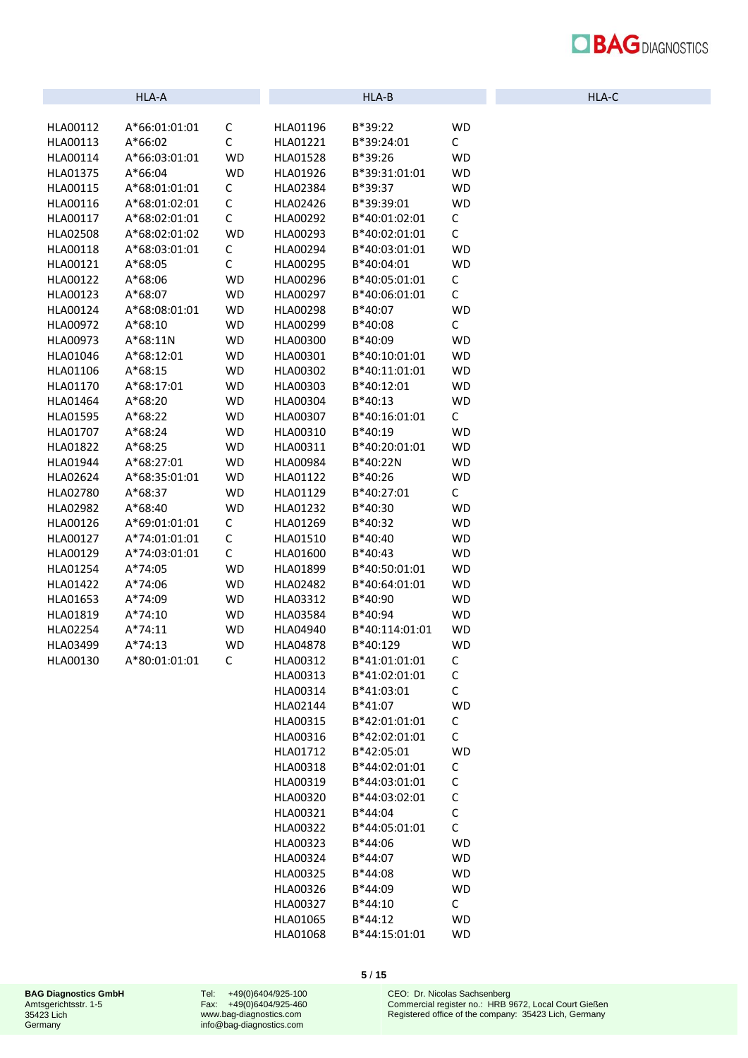| HLA-A | | | HLA-B | | | HLA-C |
|---|---|---|---|---|---|---|
| HLA00112 | A*66:01:01:01 | C | HLA01196 | B*39:22 | WD | |
| HLA00113 | A*66:02 | C | HLA01221 | B*39:24:01 | C | |
| HLA00114 | A*66:03:01:01 | WD | HLA01528 | B*39:26 | WD | |
| HLA01375 | A*66:04 | WD | HLA01926 | B*39:31:01:01 | WD | |
| HLA00115 | A*68:01:01:01 | C | HLA02384 | B*39:37 | WD | |
| HLA00116 | A*68:01:02:01 | C | HLA02426 | B*39:39:01 | WD | |
| HLA00117 | A*68:02:01:01 | C | HLA00292 | B*40:01:02:01 | C | |
| HLA02508 | A*68:02:01:02 | WD | HLA00293 | B*40:02:01:01 | C | |
| HLA00118 | A*68:03:01:01 | C | HLA00294 | B*40:03:01:01 | WD | |
| HLA00121 | A*68:05 | C | HLA00295 | B*40:04:01 | WD | |
| HLA00122 | A*68:06 | WD | HLA00296 | B*40:05:01:01 | C | |
| HLA00123 | A*68:07 | WD | HLA00297 | B*40:06:01:01 | C | |
| HLA00124 | A*68:08:01:01 | WD | HLA00298 | B*40:07 | WD | |
| HLA00972 | A*68:10 | WD | HLA00299 | B*40:08 | C | |
| HLA00973 | A*68:11N | WD | HLA00300 | B*40:09 | WD | |
| HLA01046 | A*68:12:01 | WD | HLA00301 | B*40:10:01:01 | WD | |
| HLA01106 | A*68:15 | WD | HLA00302 | B*40:11:01:01 | WD | |
| HLA01170 | A*68:17:01 | WD | HLA00303 | B*40:12:01 | WD | |
| HLA01464 | A*68:20 | WD | HLA00304 | B*40:13 | WD | |
| HLA01595 | A*68:22 | WD | HLA00307 | B*40:16:01:01 | C | |
| HLA01707 | A*68:24 | WD | HLA00310 | B*40:19 | WD | |
| HLA01822 | A*68:25 | WD | HLA00311 | B*40:20:01:01 | WD | |
| HLA01944 | A*68:27:01 | WD | HLA00984 | B*40:22N | WD | |
| HLA02624 | A*68:35:01:01 | WD | HLA01122 | B*40:26 | WD | |
| HLA02780 | A*68:37 | WD | HLA01129 | B*40:27:01 | C | |
| HLA02982 | A*68:40 | WD | HLA01232 | B*40:30 | WD | |
| HLA00126 | A*69:01:01:01 | C | HLA01269 | B*40:32 | WD | |
| HLA00127 | A*74:01:01:01 | C | HLA01510 | B*40:40 | WD | |
| HLA00129 | A*74:03:01:01 | C | HLA01600 | B*40:43 | WD | |
| HLA01254 | A*74:05 | WD | HLA01899 | B*40:50:01:01 | WD | |
| HLA01422 | A*74:06 | WD | HLA02482 | B*40:64:01:01 | WD | |
| HLA01653 | A*74:09 | WD | HLA03312 | B*40:90 | WD | |
| HLA01819 | A*74:10 | WD | HLA03584 | B*40:94 | WD | |
| HLA02254 | A*74:11 | WD | HLA04940 | B*40:114:01:01 | WD | |
| HLA03499 | A*74:13 | WD | HLA04878 | B*40:129 | WD | |
| HLA00130 | A*80:01:01:01 | C | HLA00312 | B*41:01:01:01 | C | |
| | | | HLA00313 | B*41:02:01:01 | C | |
| | | | HLA00314 | B*41:03:01 | C | |
| | | | HLA02144 | B*41:07 | WD | |
| | | | HLA00315 | B*42:01:01:01 | C | |
| | | | HLA00316 | B*42:02:01:01 | C | |
| | | | HLA01712 | B*42:05:01 | WD | |
| | | | HLA00318 | B*44:02:01:01 | C | |
| | | | HLA00319 | B*44:03:01:01 | C | |
| | | | HLA00320 | B*44:03:02:01 | C | |
| | | | HLA00321 | B*44:04 | C | |
| | | | HLA00322 | B*44:05:01:01 | C | |
| | | | HLA00323 | B*44:06 | WD | |
| | | | HLA00324 | B*44:07 | WD | |
| | | | HLA00325 | B*44:08 | WD | |
| | | | HLA00326 | B*44:09 | WD | |
| | | | HLA00327 | B*44:10 | C | |
| | | | HLA01065 | B*44:12 | WD | |
| | | | HLA01068 | B*44:15:01:01 | WD | |

**BAG Diagnostics GmbH**
Amtsgerichtsstr. 1-5
35423 Lich
Germany

Tel: +49(0)6404/925-100
Fax: +49(0)6404/925-460
www.bag-diagnostics.com
info@bag-diagnostics.com

CEO: Dr. Nicolas Sachsenberg
Commercial register no.: HRB 9672, Local Court Gießen
Registered office of the company: 35423 Lich, Germany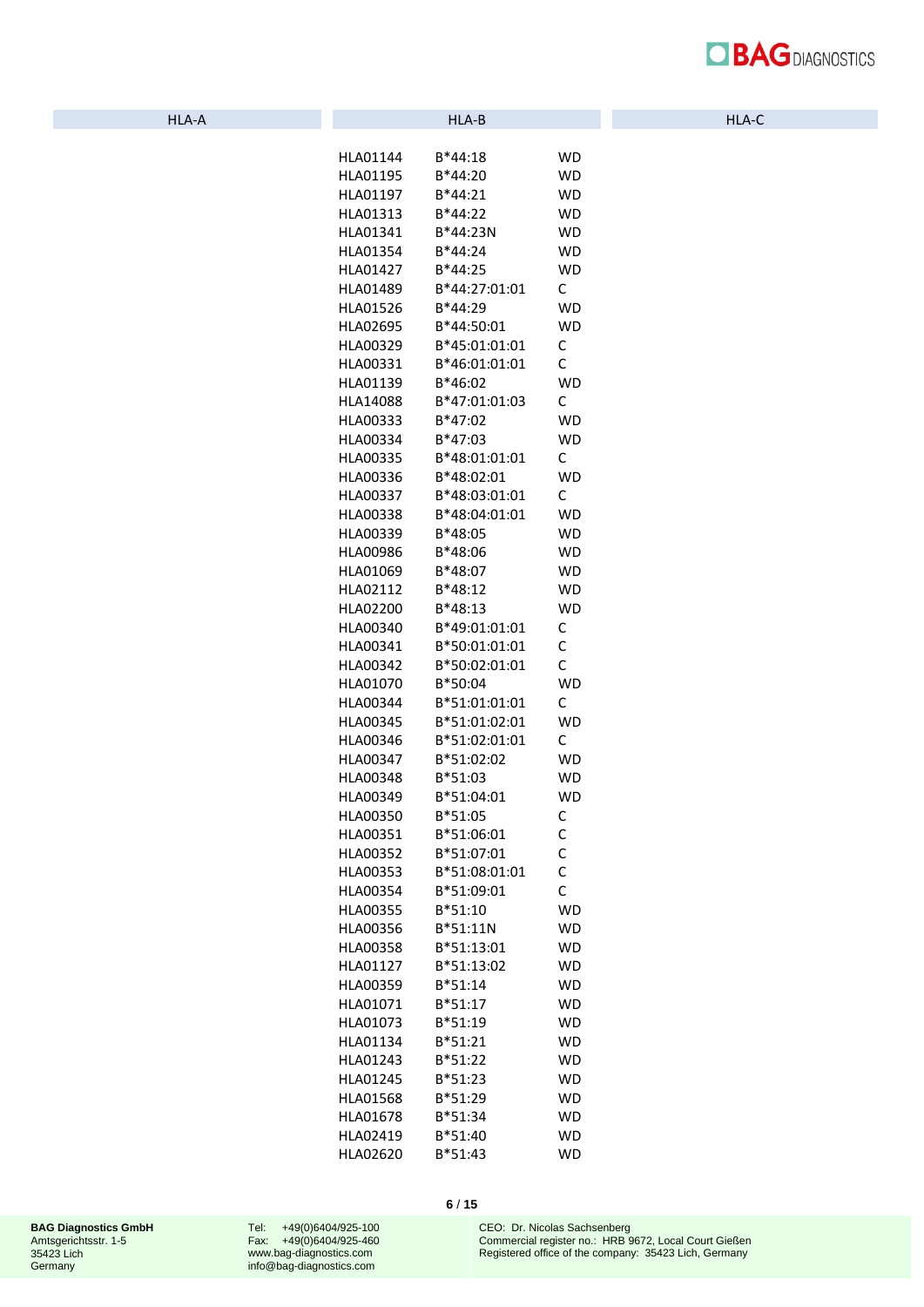| HLA-A | HLA-B | | | HLA-C |
|---|---|---|---|---|
| | HLA01144 | B*44:18 | WD | |
| | HLA01195 | B*44:20 | WD | |
| | HLA01197 | B*44:21 | WD | |
| | HLA01313 | B*44:22 | WD | |
| | HLA01341 | B*44:23N | WD | |
| | HLA01354 | B*44:24 | WD | |
| | HLA01427 | B*44:25 | WD | |
| | HLA01489 | B*44:27:01:01 | C | |
| | HLA01526 | B*44:29 | WD | |
| | HLA02695 | B*44:50:01 | WD | |
| | HLA00329 | B*45:01:01:01 | C | |
| | HLA00331 | B*46:01:01:01 | C | |
| | HLA01139 | B*46:02 | WD | |
| | HLA14088 | B*47:01:01:03 | C | |
| | HLA00333 | B*47:02 | WD | |
| | HLA00334 | B*47:03 | WD | |
| | HLA00335 | B*48:01:01:01 | C | |
| | HLA00336 | B*48:02:01 | WD | |
| | HLA00337 | B*48:03:01:01 | C | |
| | HLA00338 | B*48:04:01:01 | WD | |
| | HLA00339 | B*48:05 | WD | |
| | HLA00986 | B*48:06 | WD | |
| | HLA01069 | B*48:07 | WD | |
| | HLA02112 | B*48:12 | WD | |
| | HLA02200 | B*48:13 | WD | |
| | HLA00340 | B*49:01:01:01 | C | |
| | HLA00341 | B*50:01:01:01 | C | |
| | HLA00342 | B*50:02:01:01 | C | |
| | HLA01070 | B*50:04 | WD | |
| | HLA00344 | B*51:01:01:01 | C | |
| | HLA00345 | B*51:01:02:01 | WD | |
| | HLA00346 | B*51:02:01:01 | C | |
| | HLA00347 | B*51:02:02 | WD | |
| | HLA00348 | B*51:03 | WD | |
| | HLA00349 | B*51:04:01 | WD | |
| | HLA00350 | B*51:05 | C | |
| | HLA00351 | B*51:06:01 | C | |
| | HLA00352 | B*51:07:01 | C | |
| | HLA00353 | B*51:08:01:01 | C | |
| | HLA00354 | B*51:09:01 | C | |
| | HLA00355 | B*51:10 | WD | |
| | HLA00356 | B*51:11N | WD | |
| | HLA00358 | B*51:13:01 | WD | |
| | HLA01127 | B*51:13:02 | WD | |
| | HLA00359 | B*51:14 | WD | |
| | HLA01071 | B*51:17 | WD | |
| | HLA01073 | B*51:19 | WD | |
| | HLA01134 | B*51:21 | WD | |
| | HLA01243 | B*51:22 | WD | |
| | HLA01245 | B*51:23 | WD | |
| | HLA01568 | B*51:29 | WD | |
| | HLA01678 | B*51:34 | WD | |
| | HLA02419 | B*51:40 | WD | |
| | HLA02620 | B*51:43 | WD | |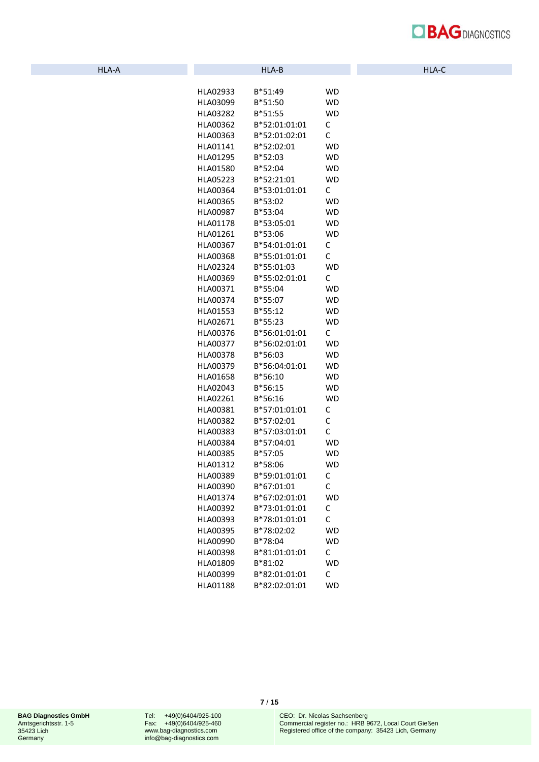| HLA-A | HLA-B | | | HLA-C |
|---|---|---|---|---|
| | HLA02933 | B*51:49 | WD | |
| | HLA03099 | B*51:50 | WD | |
| | HLA03282 | B*51:55 | WD | |
| | HLA00362 | B*52:01:01:01 | C | |
| | HLA00363 | B*52:01:02:01 | C | |
| | HLA01141 | B*52:02:01 | WD | |
| | HLA01295 | B*52:03 | WD | |
| | HLA01580 | B*52:04 | WD | |
| | HLA05223 | B*52:21:01 | WD | |
| | HLA00364 | B*53:01:01:01 | C | |
| | HLA00365 | B*53:02 | WD | |
| | HLA00987 | B*53:04 | WD | |
| | HLA01178 | B*53:05:01 | WD | |
| | HLA01261 | B*53:06 | WD | |
| | HLA00367 | B*54:01:01:01 | C | |
| | HLA00368 | B*55:01:01:01 | C | |
| | HLA02324 | B*55:01:03 | WD | |
| | HLA00369 | B*55:02:01:01 | C | |
| | HLA00371 | B*55:04 | WD | |
| | HLA00374 | B*55:07 | WD | |
| | HLA01553 | B*55:12 | WD | |
| | HLA02671 | B*55:23 | WD | |
| | HLA00376 | B*56:01:01:01 | C | |
| | HLA00377 | B*56:02:01:01 | WD | |
| | HLA00378 | B*56:03 | WD | |
| | HLA00379 | B*56:04:01:01 | WD | |
| | HLA01658 | B*56:10 | WD | |
| | HLA02043 | B*56:15 | WD | |
| | HLA02261 | B*56:16 | WD | |
| | HLA00381 | B*57:01:01:01 | C | |
| | HLA00382 | B*57:02:01 | C | |
| | HLA00383 | B*57:03:01:01 | C | |
| | HLA00384 | B*57:04:01 | WD | |
| | HLA00385 | B*57:05 | WD | |
| | HLA01312 | B*58:06 | WD | |
| | HLA00389 | B*59:01:01:01 | C | |
| | HLA00390 | B*67:01:01 | C | |
| | HLA01374 | B*67:02:01:01 | WD | |
| | HLA00392 | B*73:01:01:01 | C | |
| | HLA00393 | B*78:01:01:01 | C | |
| | HLA00395 | B*78:02:02 | WD | |
| | HLA00990 | B*78:04 | WD | |
| | HLA00398 | B*81:01:01:01 | C | |
| | HLA01809 | B*81:02 | WD | |
| | HLA00399 | B*82:01:01:01 | C | |
| | HLA01188 | B*82:02:01:01 | WD | |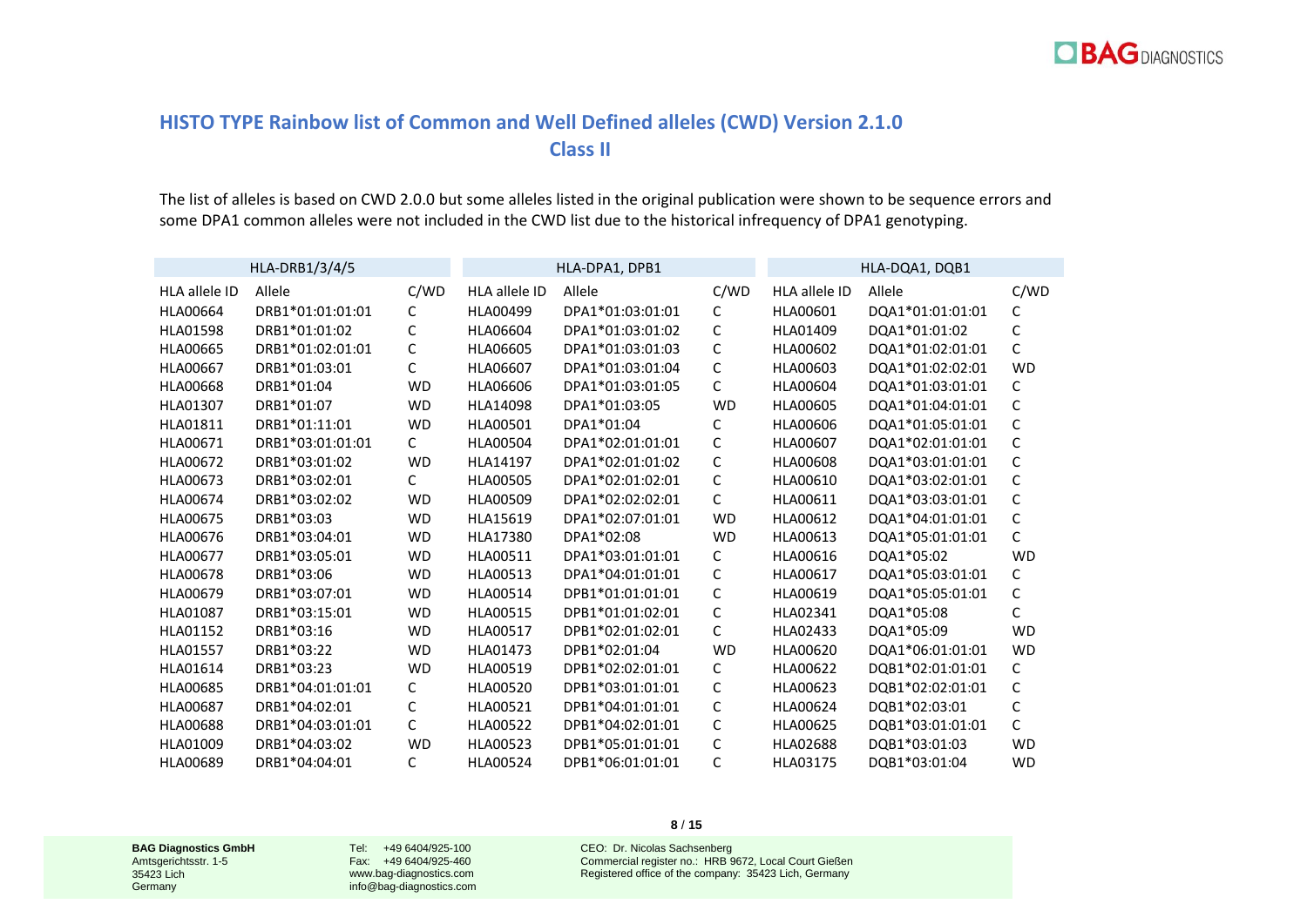## HISTO TYPE Rainbow list of Common and Well Defined alleles (CWD) Version 2.1.0

## Class II

The list of alleles is based on CWD 2.0.0 but some alleles listed in the original publication were shown to be sequence errors and some DPA1 common alleles were not included in the CWD list due to the historical infrequency of DPA1 genotyping.

| HLA-DRB1/3/4/5 | | | HLA-DPA1, DPB1 | | | HLA-DQA1, DQB1 | | |
|---|---|---|---|---|---|---|---|---|
| HLA allele ID | Allele | C/WD | HLA allele ID | Allele | C/WD | HLA allele ID | Allele | C/WD |
| HLA00664 | DRB1*01:01:01:01 | C | HLA00499 | DPA1*01:03:01:01 | C | HLA00601 | DQA1*01:01:01:01 | C |
| HLA01598 | DRB1*01:01:02 | C | HLA06604 | DPA1*01:03:01:02 | C | HLA01409 | DQA1*01:01:02 | C |
| HLA00665 | DRB1*01:02:01:01 | C | HLA06605 | DPA1*01:03:01:03 | C | HLA00602 | DQA1*01:02:01:01 | C |
| HLA00667 | DRB1*01:03:01 | C | HLA06607 | DPA1*01:03:01:04 | C | HLA00603 | DQA1*01:02:02:01 | WD |
| HLA00668 | DRB1*01:04 | WD | HLA06606 | DPA1*01:03:01:05 | C | HLA00604 | DQA1*01:03:01:01 | C |
| HLA01307 | DRB1*01:07 | WD | HLA14098 | DPA1*01:03:05 | WD | HLA00605 | DQA1*01:04:01:01 | C |
| HLA01811 | DRB1*01:11:01 | WD | HLA00501 | DPA1*01:04 | C | HLA00606 | DQA1*01:05:01:01 | C |
| HLA00671 | DRB1*03:01:01:01 | C | HLA00504 | DPA1*02:01:01:01 | C | HLA00607 | DQA1*02:01:01:01 | C |
| HLA00672 | DRB1*03:01:02 | WD | HLA14197 | DPA1*02:01:01:02 | C | HLA00608 | DQA1*03:01:01:01 | C |
| HLA00673 | DRB1*03:02:01 | C | HLA00505 | DPA1*02:01:02:01 | C | HLA00610 | DQA1*03:02:01:01 | C |
| HLA00674 | DRB1*03:02:02 | WD | HLA00509 | DPA1*02:02:02:01 | C | HLA00611 | DQA1*03:03:01:01 | C |
| HLA00675 | DRB1*03:03 | WD | HLA15619 | DPA1*02:07:01:01 | WD | HLA00612 | DQA1*04:01:01:01 | C |
| HLA00676 | DRB1*03:04:01 | WD | HLA17380 | DPA1*02:08 | WD | HLA00613 | DQA1*05:01:01:01 | C |
| HLA00677 | DRB1*03:05:01 | WD | HLA00511 | DPA1*03:01:01:01 | C | HLA00616 | DQA1*05:02 | WD |
| HLA00678 | DRB1*03:06 | WD | HLA00513 | DPA1*04:01:01:01 | C | HLA00617 | DQA1*05:03:01:01 | C |
| HLA00679 | DRB1*03:07:01 | WD | HLA00514 | DPB1*01:01:01:01 | C | HLA00619 | DQA1*05:05:01:01 | C |
| HLA01087 | DRB1*03:15:01 | WD | HLA00515 | DPB1*01:01:02:01 | C | HLA02341 | DQA1*05:08 | C |
| HLA01152 | DRB1*03:16 | WD | HLA00517 | DPB1*02:01:02:01 | C | HLA02433 | DQA1*05:09 | WD |
| HLA01557 | DRB1*03:22 | WD | HLA01473 | DPB1*02:01:04 | WD | HLA00620 | DQA1*06:01:01:01 | WD |
| HLA01614 | DRB1*03:23 | WD | HLA00519 | DPB1*02:02:01:01 | C | HLA00622 | DQB1*02:01:01:01 | C |
| HLA00685 | DRB1*04:01:01:01 | C | HLA00520 | DPB1*03:01:01:01 | C | HLA00623 | DQB1*02:02:01:01 | C |
| HLA00687 | DRB1*04:02:01 | C | HLA00521 | DPB1*04:01:01:01 | C | HLA00624 | DQB1*02:03:01 | C |
| HLA00688 | DRB1*04:03:01:01 | C | HLA00522 | DPB1*04:02:01:01 | C | HLA00625 | DQB1*03:01:01:01 | C |
| HLA01009 | DRB1*04:03:02 | WD | HLA00523 | DPB1*05:01:01:01 | C | HLA02688 | DQB1*03:01:03 | WD |
| HLA00689 | DRB1*04:04:01 | C | HLA00524 | DPB1*06:01:01:01 | C | HLA03175 | DQB1*03:01:04 | WD |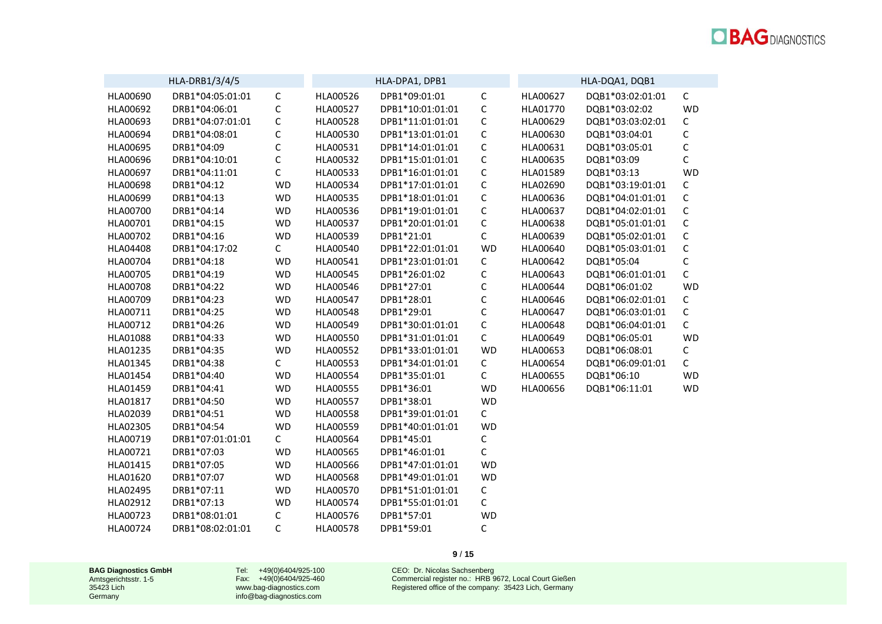| HLA-DRB1/3/4/5 | | | HLA-DPA1, DPB1 | | | HLA-DQA1, DQB1 | | |
|---|---|---|---|---|---|---|---|---|
| HLA00690 | DRB1*04:05:01:01 | C | HLA00526 | DPB1*09:01:01 | C | HLA00627 | DQB1*03:02:01:01 | C |
| HLA00692 | DRB1*04:06:01 | C | HLA00527 | DPB1*10:01:01:01 | C | HLA01770 | DQB1*03:02:02 | WD |
| HLA00693 | DRB1*04:07:01:01 | C | HLA00528 | DPB1*11:01:01:01 | C | HLA00629 | DQB1*03:03:02:01 | C |
| HLA00694 | DRB1*04:08:01 | C | HLA00530 | DPB1*13:01:01:01 | C | HLA00630 | DQB1*03:04:01 | C |
| HLA00695 | DRB1*04:09 | C | HLA00531 | DPB1*14:01:01:01 | C | HLA00631 | DQB1*03:05:01 | C |
| HLA00696 | DRB1*04:10:01 | C | HLA00532 | DPB1*15:01:01:01 | C | HLA00635 | DQB1*03:09 | C |
| HLA00697 | DRB1*04:11:01 | C | HLA00533 | DPB1*16:01:01:01 | C | HLA01589 | DQB1*03:13 | WD |
| HLA00698 | DRB1*04:12 | WD | HLA00534 | DPB1*17:01:01:01 | C | HLA02690 | DQB1*03:19:01:01 | C |
| HLA00699 | DRB1*04:13 | WD | HLA00535 | DPB1*18:01:01:01 | C | HLA00636 | DQB1*04:01:01:01 | C |
| HLA00700 | DRB1*04:14 | WD | HLA00536 | DPB1*19:01:01:01 | C | HLA00637 | DQB1*04:02:01:01 | C |
| HLA00701 | DRB1*04:15 | WD | HLA00537 | DPB1*20:01:01:01 | C | HLA00638 | DQB1*05:01:01:01 | C |
| HLA00702 | DRB1*04:16 | WD | HLA00539 | DPB1*21:01 | C | HLA00639 | DQB1*05:02:01:01 | C |
| HLA04408 | DRB1*04:17:02 | C | HLA00540 | DPB1*22:01:01:01 | WD | HLA00640 | DQB1*05:03:01:01 | C |
| HLA00704 | DRB1*04:18 | WD | HLA00541 | DPB1*23:01:01:01 | C | HLA00642 | DQB1*05:04 | C |
| HLA00705 | DRB1*04:19 | WD | HLA00545 | DPB1*26:01:02 | C | HLA00643 | DQB1*06:01:01:01 | C |
| HLA00708 | DRB1*04:22 | WD | HLA00546 | DPB1*27:01 | C | HLA00644 | DQB1*06:01:02 | WD |
| HLA00709 | DRB1*04:23 | WD | HLA00547 | DPB1*28:01 | C | HLA00646 | DQB1*06:02:01:01 | C |
| HLA00711 | DRB1*04:25 | WD | HLA00548 | DPB1*29:01 | C | HLA00647 | DQB1*06:03:01:01 | C |
| HLA00712 | DRB1*04:26 | WD | HLA00549 | DPB1*30:01:01:01 | C | HLA00648 | DQB1*06:04:01:01 | C |
| HLA01088 | DRB1*04:33 | WD | HLA00550 | DPB1*31:01:01:01 | C | HLA00649 | DQB1*06:05:01 | WD |
| HLA01235 | DRB1*04:35 | WD | HLA00552 | DPB1*33:01:01:01 | WD | HLA00653 | DQB1*06:08:01 | C |
| HLA01345 | DRB1*04:38 | C | HLA00553 | DPB1*34:01:01:01 | C | HLA00654 | DQB1*06:09:01:01 | C |
| HLA01454 | DRB1*04:40 | WD | HLA00554 | DPB1*35:01:01 | C | HLA00655 | DQB1*06:10 | WD |
| HLA01459 | DRB1*04:41 | WD | HLA00555 | DPB1*36:01 | WD | HLA00656 | DQB1*06:11:01 | WD |
| HLA01817 | DRB1*04:50 | WD | HLA00557 | DPB1*38:01 | WD | | | |
| HLA02039 | DRB1*04:51 | WD | HLA00558 | DPB1*39:01:01:01 | C | | | |
| HLA02305 | DRB1*04:54 | WD | HLA00559 | DPB1*40:01:01:01 | WD | | | |
| HLA00719 | DRB1*07:01:01:01 | C | HLA00564 | DPB1*45:01 | C | | | |
| HLA00721 | DRB1*07:03 | WD | HLA00565 | DPB1*46:01:01 | C | | | |
| HLA01415 | DRB1*07:05 | WD | HLA00566 | DPB1*47:01:01:01 | WD | | | |
| HLA01620 | DRB1*07:07 | WD | HLA00568 | DPB1*49:01:01:01 | WD | | | |
| HLA02495 | DRB1*07:11 | WD | HLA00570 | DPB1*51:01:01:01 | C | | | |
| HLA02912 | DRB1*07:13 | WD | HLA00574 | DPB1*55:01:01:01 | C | | | |
| HLA00723 | DRB1*08:01:01 | C | HLA00576 | DPB1*57:01 | WD | | | |
| HLA00724 | DRB1*08:02:01:01 | C | HLA00578 | DPB1*59:01 | C | | | |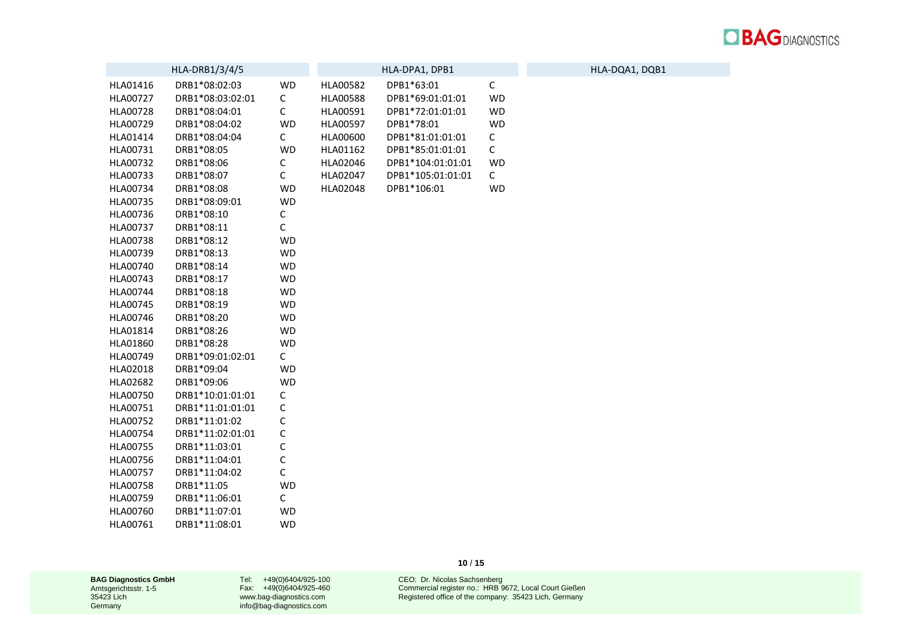| HLA-DRB1/3/4/5 | | |
|---|---|---|
| HLA01416 | DRB1*08:02:03 | WD |
| HLA00727 | DRB1*08:03:02:01 | C |
| HLA00728 | DRB1*08:04:01 | C |
| HLA00729 | DRB1*08:04:02 | WD |
| HLA01414 | DRB1*08:04:04 | C |
| HLA00731 | DRB1*08:05 | WD |
| HLA00732 | DRB1*08:06 | C |
| HLA00733 | DRB1*08:07 | C |
| HLA00734 | DRB1*08:08 | WD |
| HLA00735 | DRB1*08:09:01 | WD |
| HLA00736 | DRB1*08:10 | C |
| HLA00737 | DRB1*08:11 | C |
| HLA00738 | DRB1*08:12 | WD |
| HLA00739 | DRB1*08:13 | WD |
| HLA00740 | DRB1*08:14 | WD |
| HLA00743 | DRB1*08:17 | WD |
| HLA00744 | DRB1*08:18 | WD |
| HLA00745 | DRB1*08:19 | WD |
| HLA00746 | DRB1*08:20 | WD |
| HLA01814 | DRB1*08:26 | WD |
| HLA01860 | DRB1*08:28 | WD |
| HLA00749 | DRB1*09:01:02:01 | C |
| HLA02018 | DRB1*09:04 | WD |
| HLA02682 | DRB1*09:06 | WD |
| HLA00750 | DRB1*10:01:01:01 | C |
| HLA00751 | DRB1*11:01:01:01 | C |
| HLA00752 | DRB1*11:01:02 | C |
| HLA00754 | DRB1*11:02:01:01 | C |
| HLA00755 | DRB1*11:03:01 | C |
| HLA00756 | DRB1*11:04:01 | C |
| HLA00757 | DRB1*11:04:02 | C |
| HLA00758 | DRB1*11:05 | WD |
| HLA00759 | DRB1*11:06:01 | C |
| HLA00760 | DRB1*11:07:01 | WD |
| HLA00761 | DRB1*11:08:01 | WD |

| HLA-DPA1, DPB1 | | |
|---|---|---|
| HLA00582 | DPB1*63:01 | C |
| HLA00588 | DPB1*69:01:01:01 | WD |
| HLA00591 | DPB1*72:01:01:01 | WD |
| HLA00597 | DPB1*78:01 | WD |
| HLA00600 | DPB1*81:01:01:01 | C |
| HLA01162 | DPB1*85:01:01:01 | C |
| HLA02046 | DPB1*104:01:01:01 | WD |
| HLA02047 | DPB1*105:01:01:01 | C |
| HLA02048 | DPB1*106:01 | WD |

| HLA-DQA1, DQB1 |
|---|

**BAG Diagnostics GmbH**
Amtsgerichtsstr. 1-5
35423 Lich
Germany

Tel: +49(0)6404/925-100
Fax: +49(0)6404/925-460
www.bag-diagnostics.com
info@bag-diagnostics.com

CEO: Dr. Nicolas Sachsenberg
Commercial register no.: HRB 9672, Local Court Gießen
Registered office of the company: 35423 Lich, Germany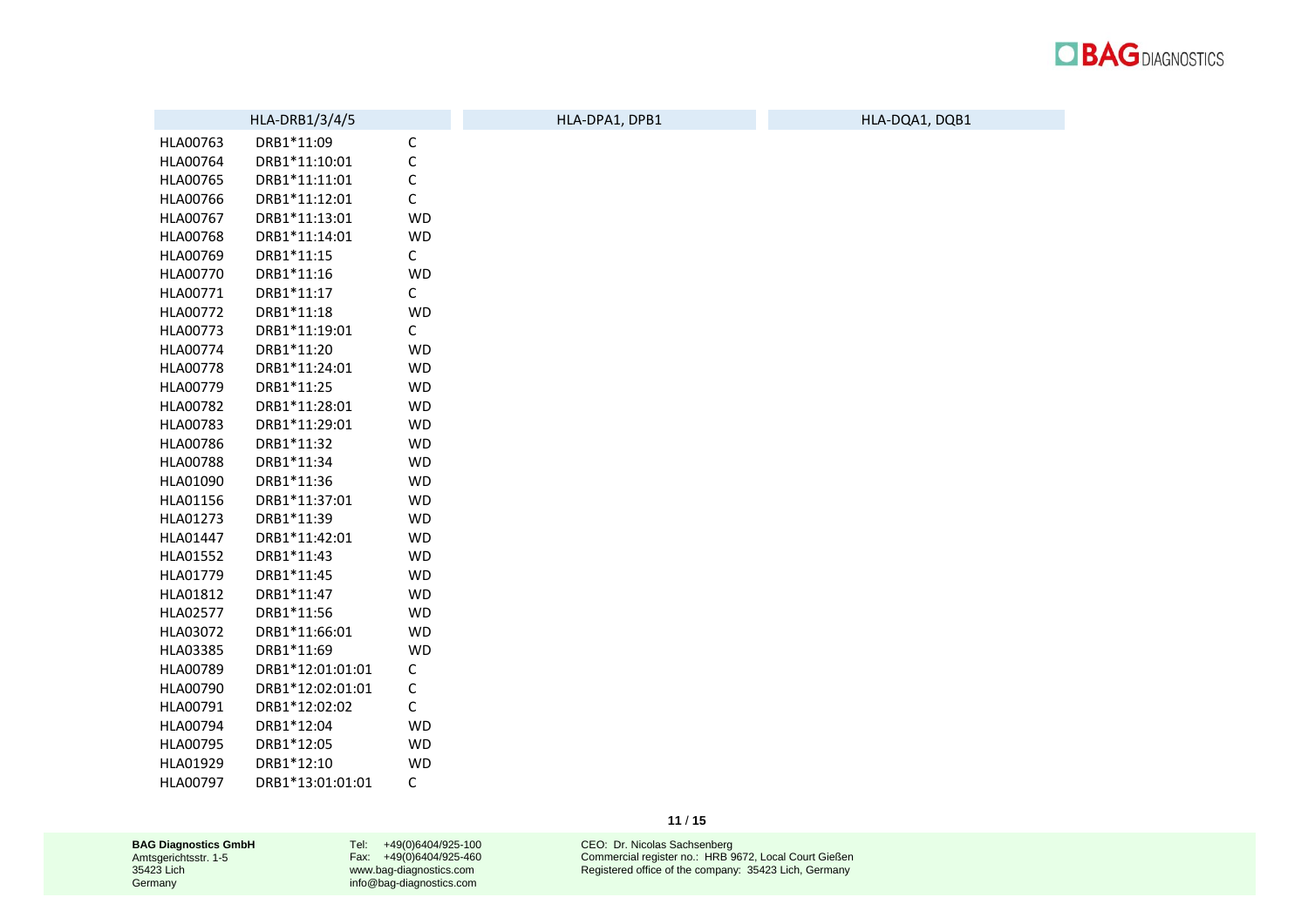| HLA-DRB1/3/4/5 | | | HLA-DPA1, DPB1 | HLA-DQA1, DQB1 |
|---|---|---|---|---|
| HLA00763 | DRB1*11:09 | C | | |
| HLA00764 | DRB1*11:10:01 | C | | |
| HLA00765 | DRB1*11:11:01 | C | | |
| HLA00766 | DRB1*11:12:01 | C | | |
| HLA00767 | DRB1*11:13:01 | WD | | |
| HLA00768 | DRB1*11:14:01 | WD | | |
| HLA00769 | DRB1*11:15 | C | | |
| HLA00770 | DRB1*11:16 | WD | | |
| HLA00771 | DRB1*11:17 | C | | |
| HLA00772 | DRB1*11:18 | WD | | |
| HLA00773 | DRB1*11:19:01 | C | | |
| HLA00774 | DRB1*11:20 | WD | | |
| HLA00778 | DRB1*11:24:01 | WD | | |
| HLA00779 | DRB1*11:25 | WD | | |
| HLA00782 | DRB1*11:28:01 | WD | | |
| HLA00783 | DRB1*11:29:01 | WD | | |
| HLA00786 | DRB1*11:32 | WD | | |
| HLA00788 | DRB1*11:34 | WD | | |
| HLA01090 | DRB1*11:36 | WD | | |
| HLA01156 | DRB1*11:37:01 | WD | | |
| HLA01273 | DRB1*11:39 | WD | | |
| HLA01447 | DRB1*11:42:01 | WD | | |
| HLA01552 | DRB1*11:43 | WD | | |
| HLA01779 | DRB1*11:45 | WD | | |
| HLA01812 | DRB1*11:47 | WD | | |
| HLA02577 | DRB1*11:56 | WD | | |
| HLA03072 | DRB1*11:66:01 | WD | | |
| HLA03385 | DRB1*11:69 | WD | | |
| HLA00789 | DRB1*12:01:01:01 | C | | |
| HLA00790 | DRB1*12:02:01:01 | C | | |
| HLA00791 | DRB1*12:02:02 | C | | |
| HLA00794 | DRB1*12:04 | WD | | |
| HLA00795 | DRB1*12:05 | WD | | |
| HLA01929 | DRB1*12:10 | WD | | |
| HLA00797 | DRB1*13:01:01:01 | C | | |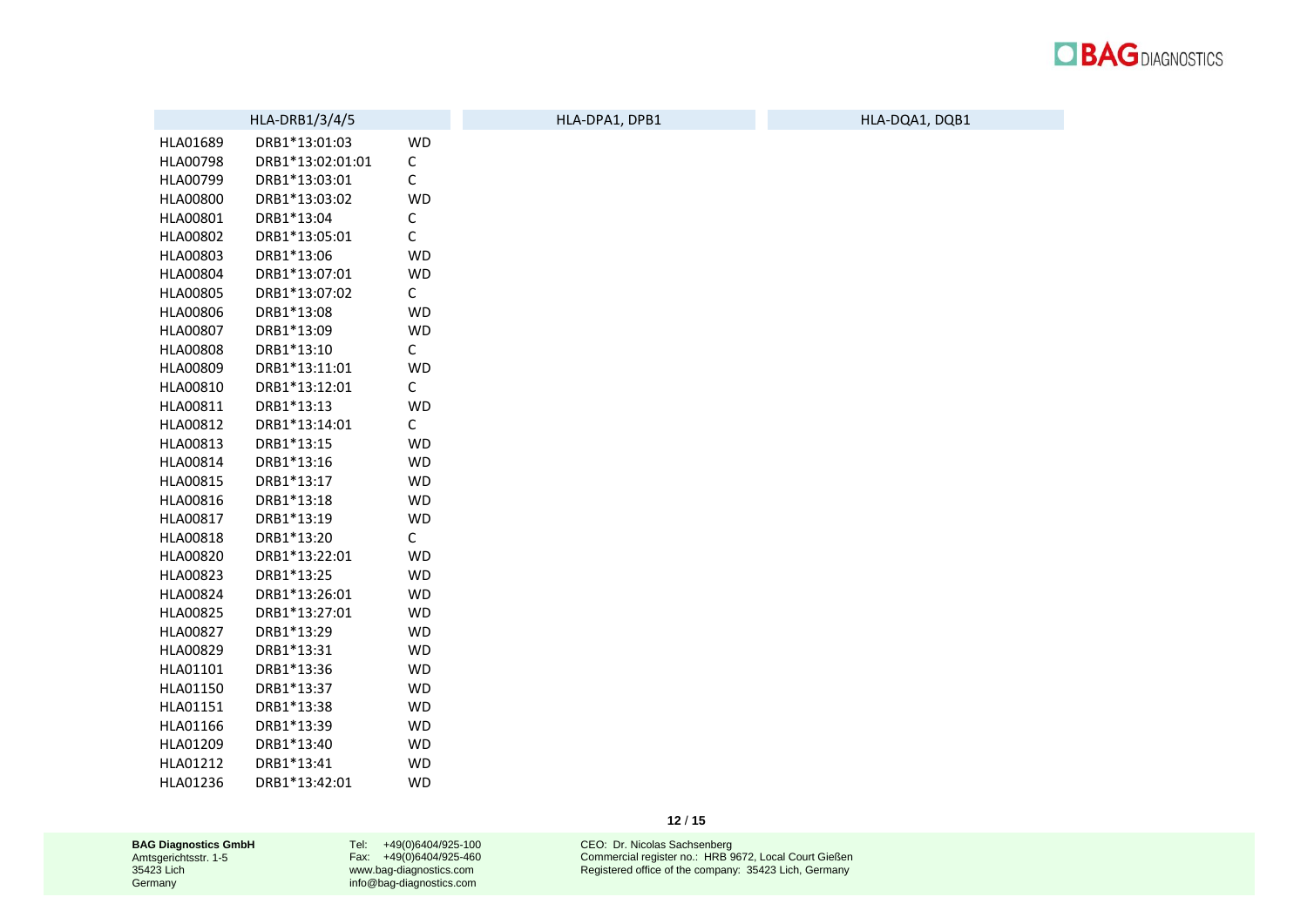| HLA-DRB1/3/4/5 | | | HLA-DPA1, DPB1 | HLA-DQA1, DQB1 |
|---|---|---|---|---|
| HLA01689 | DRB1*13:01:03 | WD | | |
| HLA00798 | DRB1*13:02:01:01 | C | | |
| HLA00799 | DRB1*13:03:01 | C | | |
| HLA00800 | DRB1*13:03:02 | WD | | |
| HLA00801 | DRB1*13:04 | C | | |
| HLA00802 | DRB1*13:05:01 | C | | |
| HLA00803 | DRB1*13:06 | WD | | |
| HLA00804 | DRB1*13:07:01 | WD | | |
| HLA00805 | DRB1*13:07:02 | C | | |
| HLA00806 | DRB1*13:08 | WD | | |
| HLA00807 | DRB1*13:09 | WD | | |
| HLA00808 | DRB1*13:10 | C | | |
| HLA00809 | DRB1*13:11:01 | WD | | |
| HLA00810 | DRB1*13:12:01 | C | | |
| HLA00811 | DRB1*13:13 | WD | | |
| HLA00812 | DRB1*13:14:01 | C | | |
| HLA00813 | DRB1*13:15 | WD | | |
| HLA00814 | DRB1*13:16 | WD | | |
| HLA00815 | DRB1*13:17 | WD | | |
| HLA00816 | DRB1*13:18 | WD | | |
| HLA00817 | DRB1*13:19 | WD | | |
| HLA00818 | DRB1*13:20 | C | | |
| HLA00820 | DRB1*13:22:01 | WD | | |
| HLA00823 | DRB1*13:25 | WD | | |
| HLA00824 | DRB1*13:26:01 | WD | | |
| HLA00825 | DRB1*13:27:01 | WD | | |
| HLA00827 | DRB1*13:29 | WD | | |
| HLA00829 | DRB1*13:31 | WD | | |
| HLA01101 | DRB1*13:36 | WD | | |
| HLA01150 | DRB1*13:37 | WD | | |
| HLA01151 | DRB1*13:38 | WD | | |
| HLA01166 | DRB1*13:39 | WD | | |
| HLA01209 | DRB1*13:40 | WD | | |
| HLA01212 | DRB1*13:41 | WD | | |
| HLA01236 | DRB1*13:42:01 | WD | | |

**BAG Diagnostics GmbH**
Amtsgerichtsstr. 1-5
35423 Lich
Germany

Tel: +49(0)6404/925-100
Fax: +49(0)6404/925-460
www.bag-diagnostics.com
info@bag-diagnostics.com

CEO: Dr. Nicolas Sachsenberg
Commercial register no.: HRB 9672, Local Court Gießen
Registered office of the company: 35423 Lich, Germany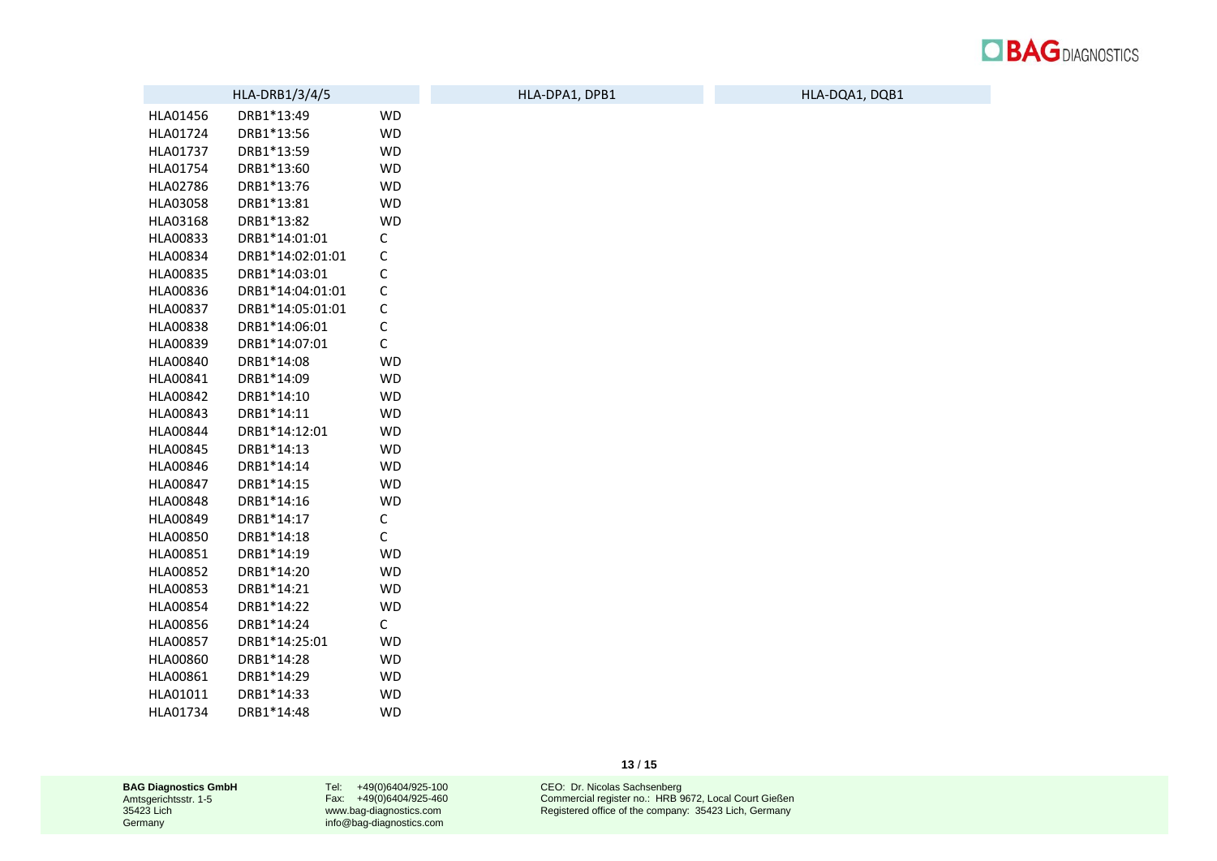| HLA-DRB1/3/4/5 | | | HLA-DPA1, DPB1 | HLA-DQA1, DQB1 |
|---|---|---|---|---|
| HLA01456 | DRB1*13:49 | WD | | |
| HLA01724 | DRB1*13:56 | WD | | |
| HLA01737 | DRB1*13:59 | WD | | |
| HLA01754 | DRB1*13:60 | WD | | |
| HLA02786 | DRB1*13:76 | WD | | |
| HLA03058 | DRB1*13:81 | WD | | |
| HLA03168 | DRB1*13:82 | WD | | |
| HLA00833 | DRB1*14:01:01 | C | | |
| HLA00834 | DRB1*14:02:01:01 | C | | |
| HLA00835 | DRB1*14:03:01 | C | | |
| HLA00836 | DRB1*14:04:01:01 | C | | |
| HLA00837 | DRB1*14:05:01:01 | C | | |
| HLA00838 | DRB1*14:06:01 | C | | |
| HLA00839 | DRB1*14:07:01 | C | | |
| HLA00840 | DRB1*14:08 | WD | | |
| HLA00841 | DRB1*14:09 | WD | | |
| HLA00842 | DRB1*14:10 | WD | | |
| HLA00843 | DRB1*14:11 | WD | | |
| HLA00844 | DRB1*14:12:01 | WD | | |
| HLA00845 | DRB1*14:13 | WD | | |
| HLA00846 | DRB1*14:14 | WD | | |
| HLA00847 | DRB1*14:15 | WD | | |
| HLA00848 | DRB1*14:16 | WD | | |
| HLA00849 | DRB1*14:17 | C | | |
| HLA00850 | DRB1*14:18 | C | | |
| HLA00851 | DRB1*14:19 | WD | | |
| HLA00852 | DRB1*14:20 | WD | | |
| HLA00853 | DRB1*14:21 | WD | | |
| HLA00854 | DRB1*14:22 | WD | | |
| HLA00856 | DRB1*14:24 | C | | |
| HLA00857 | DRB1*14:25:01 | WD | | |
| HLA00860 | DRB1*14:28 | WD | | |
| HLA00861 | DRB1*14:29 | WD | | |
| HLA01011 | DRB1*14:33 | WD | | |
| HLA01734 | DRB1*14:48 | WD | | |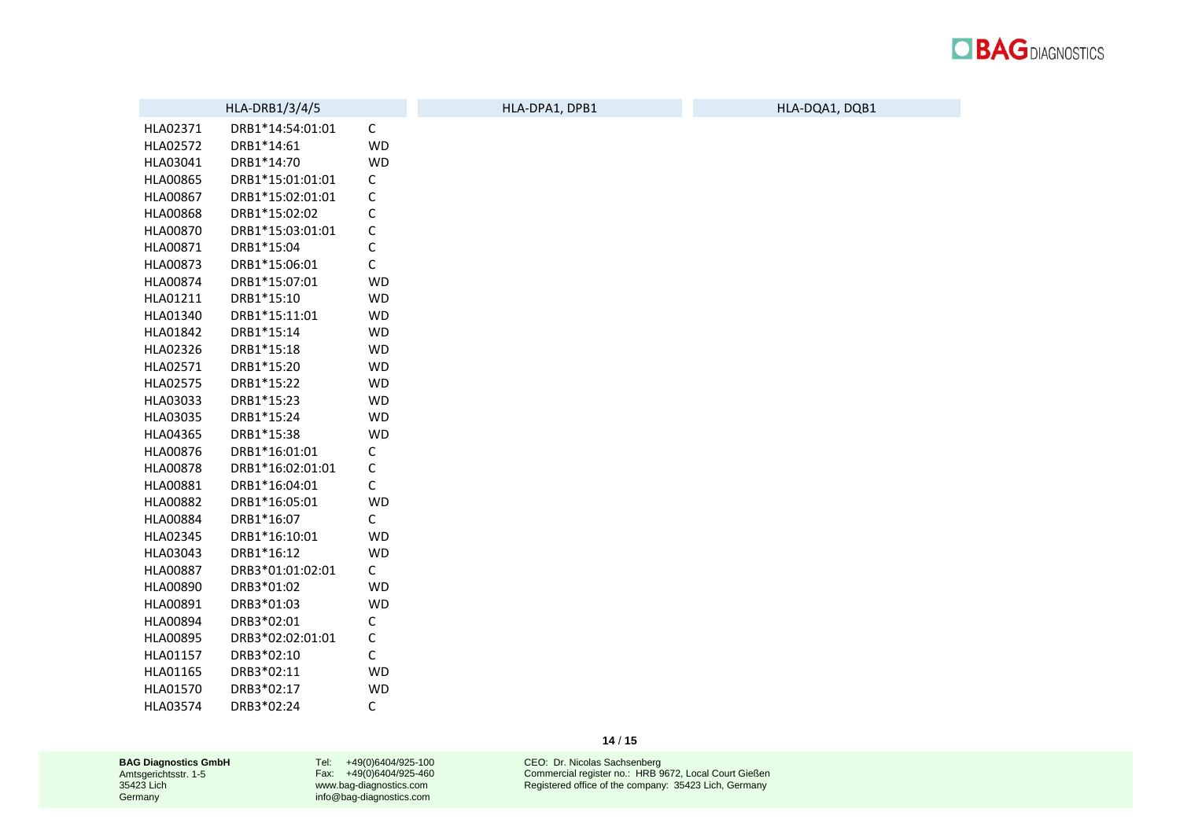| HLA-DRB1/3/4/5 | | | HLA-DPA1, DPB1 | HLA-DQA1, DQB1 |
|---|---|---|---|---|
| HLA02371 | DRB1*14:54:01:01 | C | | |
| HLA02572 | DRB1*14:61 | WD | | |
| HLA03041 | DRB1*14:70 | WD | | |
| HLA00865 | DRB1*15:01:01:01 | C | | |
| HLA00867 | DRB1*15:02:01:01 | C | | |
| HLA00868 | DRB1*15:02:02 | C | | |
| HLA00870 | DRB1*15:03:01:01 | C | | |
| HLA00871 | DRB1*15:04 | C | | |
| HLA00873 | DRB1*15:06:01 | C | | |
| HLA00874 | DRB1*15:07:01 | WD | | |
| HLA01211 | DRB1*15:10 | WD | | |
| HLA01340 | DRB1*15:11:01 | WD | | |
| HLA01842 | DRB1*15:14 | WD | | |
| HLA02326 | DRB1*15:18 | WD | | |
| HLA02571 | DRB1*15:20 | WD | | |
| HLA02575 | DRB1*15:22 | WD | | |
| HLA03033 | DRB1*15:23 | WD | | |
| HLA03035 | DRB1*15:24 | WD | | |
| HLA04365 | DRB1*15:38 | WD | | |
| HLA00876 | DRB1*16:01:01 | C | | |
| HLA00878 | DRB1*16:02:01:01 | C | | |
| HLA00881 | DRB1*16:04:01 | C | | |
| HLA00882 | DRB1*16:05:01 | WD | | |
| HLA00884 | DRB1*16:07 | C | | |
| HLA02345 | DRB1*16:10:01 | WD | | |
| HLA03043 | DRB1*16:12 | WD | | |
| HLA00887 | DRB3*01:01:02:01 | C | | |
| HLA00890 | DRB3*01:02 | WD | | |
| HLA00891 | DRB3*01:03 | WD | | |
| HLA00894 | DRB3*02:01 | C | | |
| HLA00895 | DRB3*02:02:01:01 | C | | |
| HLA01157 | DRB3*02:10 | C | | |
| HLA01165 | DRB3*02:11 | WD | | |
| HLA01570 | DRB3*02:17 | WD | | |
| HLA03574 | DRB3*02:24 | C | | |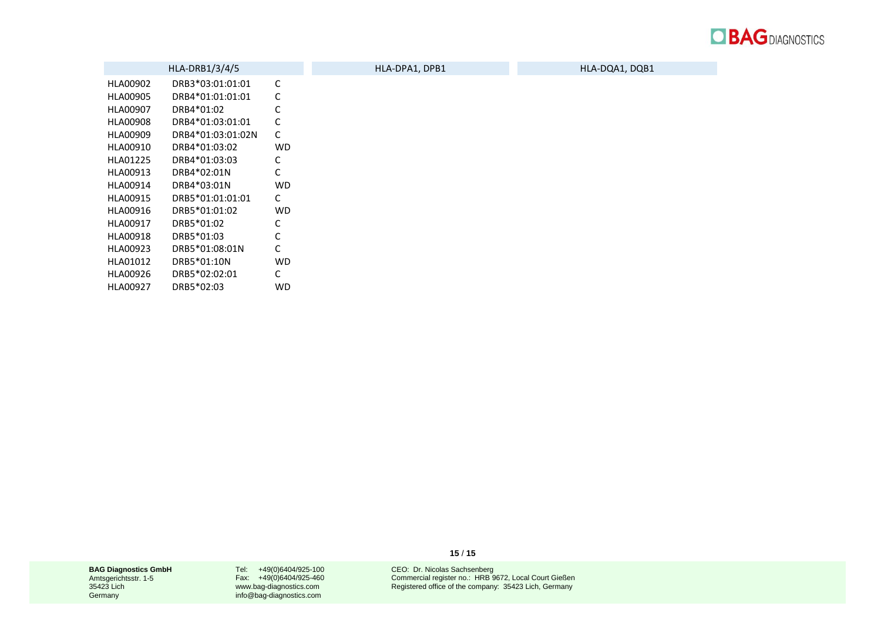| HLA-DRB1/3/4/5 | | | HLA-DPA1, DPB1 | HLA-DQA1, DQB1 |
|---|---|---|---|---|
| HLA00902 | DRB3*03:01:01:01 | C | | |
| HLA00905 | DRB4*01:01:01:01 | C | | |
| HLA00907 | DRB4*01:02 | C | | |
| HLA00908 | DRB4*01:03:01:01 | C | | |
| HLA00909 | DRB4*01:03:01:02N | C | | |
| HLA00910 | DRB4*01:03:02 | WD | | |
| HLA01225 | DRB4*01:03:03 | C | | |
| HLA00913 | DRB4*02:01N | C | | |
| HLA00914 | DRB4*03:01N | WD | | |
| HLA00915 | DRB5*01:01:01:01 | C | | |
| HLA00916 | DRB5*01:01:02 | WD | | |
| HLA00917 | DRB5*01:02 | C | | |
| HLA00918 | DRB5*01:03 | C | | |
| HLA00923 | DRB5*01:08:01N | C | | |
| HLA01012 | DRB5*01:10N | WD | | |
| HLA00926 | DRB5*02:02:01 | C | | |
| HLA00927 | DRB5*02:03 | WD | | |

**BAG Diagnostics GmbH**
Amtsgerichtsstr. 1-5
35423 Lich
Germany

Tel: +49(0)6404/925-100
Fax: +49(0)6404/925-460
www.bag-diagnostics.com
info@bag-diagnostics.com

CEO: Dr. Nicolas Sachsenberg
Commercial register no.: HRB 9672, Local Court Gießen
Registered office of the company: 35423 Lich, Germany